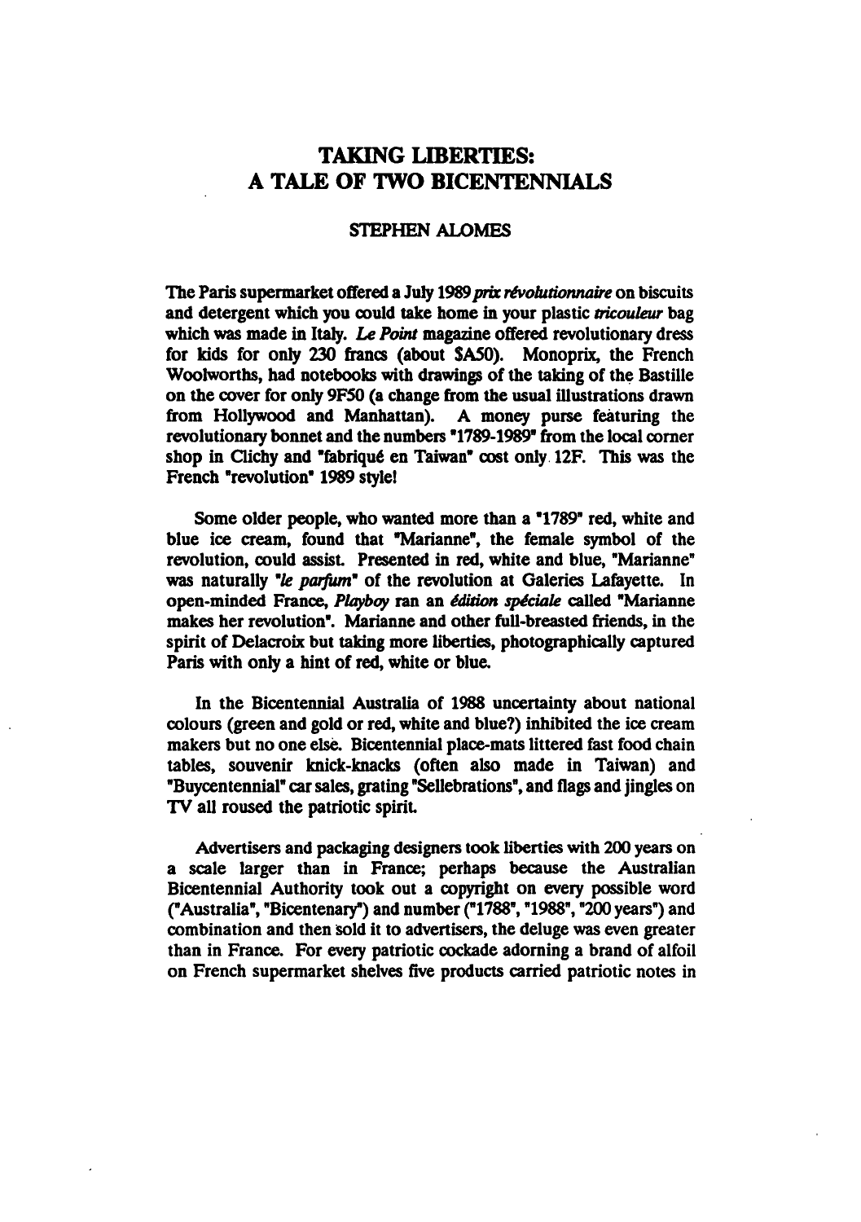# TAKING LIBERTIES: A TALE OF TWO BICENTENNIALS

STEPHEN ALOMES

The Paris supermarket offered a July 1989 *prix révolutionnaire* on biscuits and detergent which you could take home in your plastic *tricouleur* bag which was made in Italy. *Le Point* magazine offered revolutionary dress for kids for only 230 francs (about $A50). Monoprix, the French Woolworths, had notebooks with drawings of the taking of the Bastille on the cover for only 9F50 (a change from the usual illustrations drawn from Hollywood and Manhattan). A money purse featuring the revolutionary bonnet and the numbers "1789-1989" from the local corner shop in Clichy and "fabriqué en Taiwan" cost only 12F. This was the French "revolution" 1989 style!

Some older people, who wanted more than a "1789" red, white and blue ice cream, found that "Marianne", the female symbol of the revolution, could assist. Presented in red, white and blue, "Marianne" was naturally *"le parfum"* of the revolution at Galeries Lafayette. In open-minded France, *Playboy* ran an *édition spéciale* called "Marianne makes her revolution". Marianne and other full-breasted friends, in the spirit of Delacroix but taking more liberties, photographically captured Paris with only a hint of red, white or blue.

In the Bicentennial Australia of 1988 uncertainty about national colours (green and gold or red, white and blue?) inhibited the ice cream makers but no one else. Bicentennial place-mats littered fast food chain tables, souvenir knick-knacks (often also made in Taiwan) and "Buycentennial" car sales, grating "Sellebrations", and flags and jingles on TV all roused the patriotic spirit.

Advertisers and packaging designers took liberties with 200 years on a scale larger than in France; perhaps because the Australian Bicentennial Authority took out a copyright on every possible word ("Australia", "Bicentenary") and number ("1788", "1988", "200 years") and combination and then sold it to advertisers, the deluge was even greater than in France. For every patriotic cockade adorning a brand of alfoil on French supermarket shelves five products carried patriotic notes in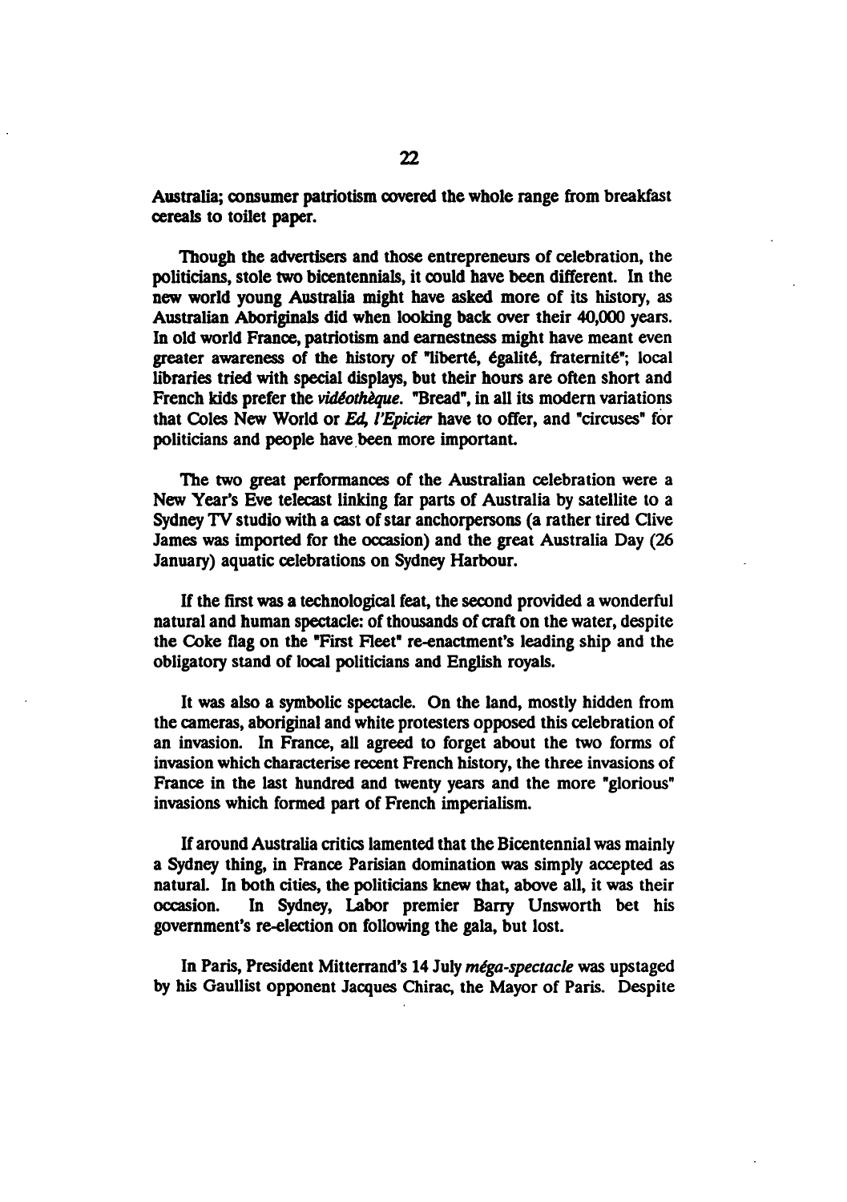Australia; consumer patriotism covered the whole range from breakfast cereals to toilet paper.

Though the advertisers and those entrepreneurs of celebration, the politicians, stole two bicentennials, it could have been different. In the new world young Australia might have asked more of its history, as Australian Aboriginals did when looking back over their 40,000 years. In old world France, patriotism and earnestness might have meant even greater awareness of the history of "liberté, égalité, fraternité"; local libraries tried with special displays, but their hours are often short and French kids prefer the *vidéothèque*. "Bread", in all its modern variations that Coles New World or *Ed, l'Epicier* have to offer, and "circuses" for politicians and people have been more important.

The two great performances of the Australian celebration were a New Year's Eve telecast linking far parts of Australia by satellite to a Sydney TV studio with a cast of star anchorpersons (a rather tired Clive James was imported for the occasion) and the great Australia Day (26 January) aquatic celebrations on Sydney Harbour.

If the first was a technological feat, the second provided a wonderful natural and human spectacle: of thousands of craft on the water, despite the Coke flag on the "First Fleet" re-enactment's leading ship and the obligatory stand of local politicians and English royals.

It was also a symbolic spectacle. On the land, mostly hidden from the cameras, aboriginal and white protesters opposed this celebration of an invasion. In France, all agreed to forget about the two forms of invasion which characterise recent French history, the three invasions of France in the last hundred and twenty years and the more "glorious" invasions which formed part of French imperialism.

If around Australia critics lamented that the Bicentennial was mainly a Sydney thing, in France Parisian domination was simply accepted as natural. In both cities, the politicians knew that, above all, it was their occasion. In Sydney, Labor premier Barry Unsworth bet his government's re-election on following the gala, but lost.

In Paris, President Mitterrand's 14 July *méga-spectacle* was upstaged by his Gaullist opponent Jacques Chirac, the Mayor of Paris. Despite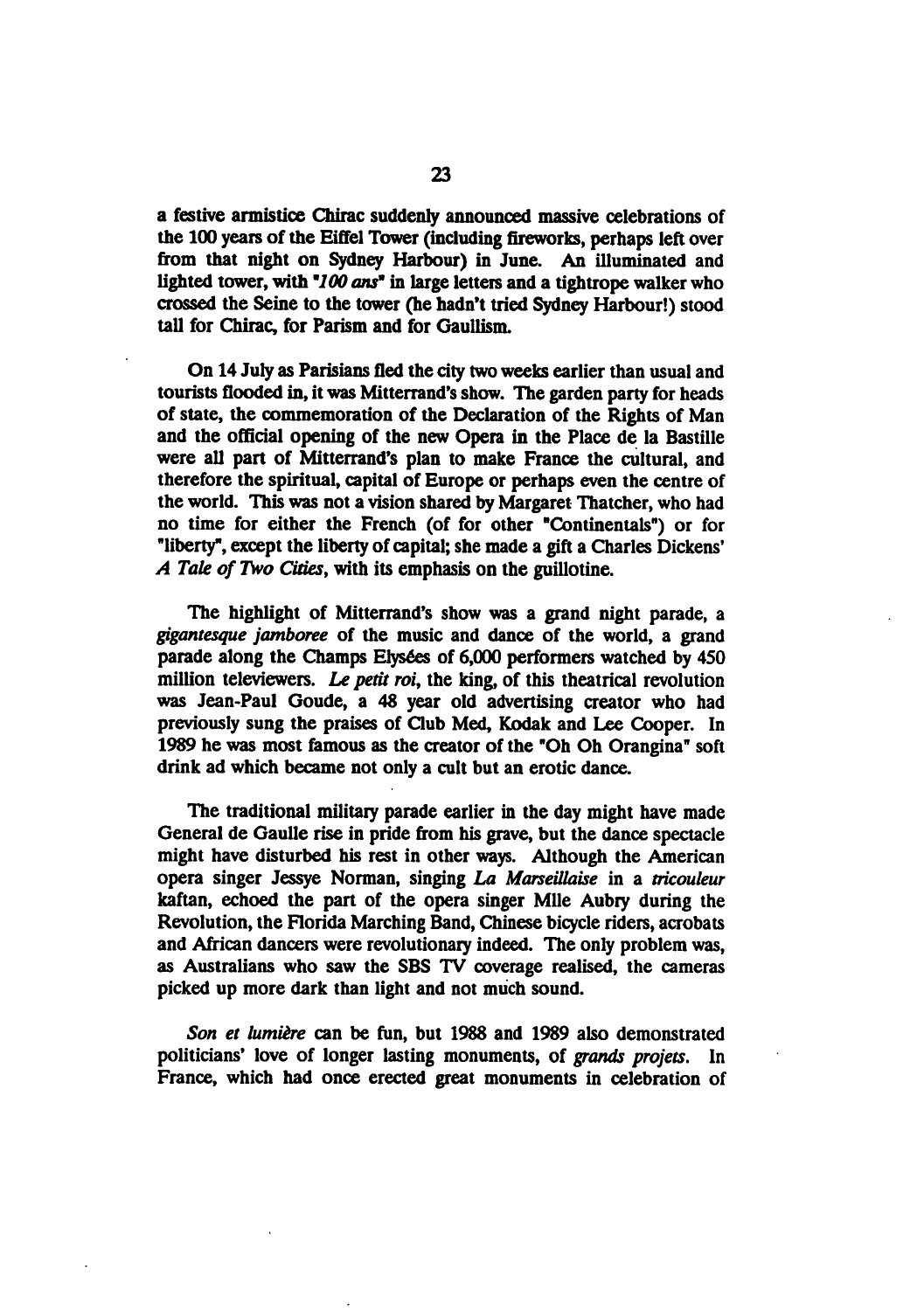a festive armistice Chirac suddenly announced massive celebrations of the 100 years of the Eiffel Tower (including fireworks, perhaps left over from that night on Sydney Harbour) in June. An illuminated and lighted tower, with "*100 ans*" in large letters and a tightrope walker who crossed the Seine to the tower (he hadn't tried Sydney Harbour!) stood tall for Chirac, for Parism and for Gaullism.

On 14 July as Parisians fled the city two weeks earlier than usual and tourists flooded in, it was Mitterrand's show. The garden party for heads of state, the commemoration of the Declaration of the Rights of Man and the official opening of the new Opera in the Place de la Bastille were all part of Mitterrand's plan to make France the cultural, and therefore the spiritual, capital of Europe or perhaps even the centre of the world. This was not a vision shared by Margaret Thatcher, who had no time for either the French (of for other "Continentals") or for "liberty", except the liberty of capital; she made a gift a Charles Dickens' *A Tale of Two Cities*, with its emphasis on the guillotine.

The highlight of Mitterrand's show was a grand night parade, a *gigantesque jamboree* of the music and dance of the world, a grand parade along the Champs Elysées of 6,000 performers watched by 450 million televiewers. *Le petit roi*, the king, of this theatrical revolution was Jean-Paul Goude, a 48 year old advertising creator who had previously sung the praises of Club Med, Kodak and Lee Cooper. In 1989 he was most famous as the creator of the "Oh Oh Orangina" soft drink ad which became not only a cult but an erotic dance.

The traditional military parade earlier in the day might have made General de Gaulle rise in pride from his grave, but the dance spectacle might have disturbed his rest in other ways. Although the American opera singer Jessye Norman, singing *La Marseillaise* in a *tricouleur* kaftan, echoed the part of the opera singer Mlle Aubry during the Revolution, the Florida Marching Band, Chinese bicycle riders, acrobats and African dancers were revolutionary indeed. The only problem was, as Australians who saw the SBS TV coverage realised, the cameras picked up more dark than light and not much sound.

*Son et lumière* can be fun, but 1988 and 1989 also demonstrated politicians' love of longer lasting monuments, of *grands projets*. In France, which had once erected great monuments in celebration of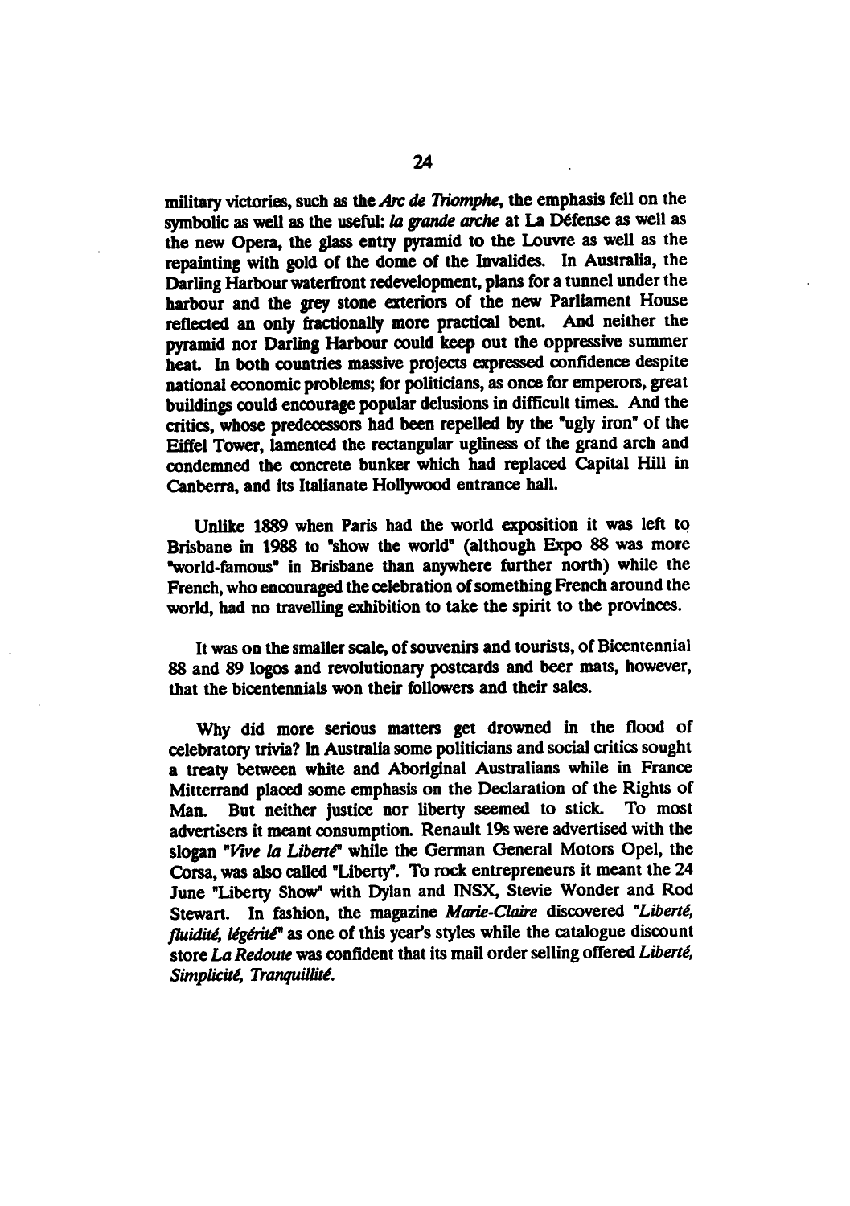military victories, such as the *Arc de Triomphe*, the emphasis fell on the symbolic as well as the useful: *la grande arche* at La Défense as well as the new Opera, the glass entry pyramid to the Louvre as well as the repainting with gold of the dome of the Invalides. In Australia, the Darling Harbour waterfront redevelopment, plans for a tunnel under the harbour and the grey stone exteriors of the new Parliament House reflected an only fractionally more practical bent. And neither the pyramid nor Darling Harbour could keep out the oppressive summer heat. In both countries massive projects expressed confidence despite national economic problems; for politicians, as once for emperors, great buildings could encourage popular delusions in difficult times. And the critics, whose predecessors had been repelled by the "ugly iron" of the Eiffel Tower, lamented the rectangular ugliness of the grand arch and condemned the concrete bunker which had replaced Capital Hill in Canberra, and its Italianate Hollywood entrance hall.

Unlike 1889 when Paris had the world exposition it was left to Brisbane in 1988 to "show the world" (although Expo 88 was more "world-famous" in Brisbane than anywhere further north) while the French, who encouraged the celebration of something French around the world, had no travelling exhibition to take the spirit to the provinces.

It was on the smaller scale, of souvenirs and tourists, of Bicentennial 88 and 89 logos and revolutionary postcards and beer mats, however, that the bicentennials won their followers and their sales.

Why did more serious matters get drowned in the flood of celebratory trivia? In Australia some politicians and social critics sought a treaty between white and Aboriginal Australians while in France Mitterrand placed some emphasis on the Declaration of the Rights of Man. But neither justice nor liberty seemed to stick. To most advertisers it meant consumption. Renault 19s were advertised with the slogan "*Vive la Liberté*" while the German General Motors Opel, the Corsa, was also called "Liberty". To rock entrepreneurs it meant the 24 June "Liberty Show" with Dylan and INSX, Stevie Wonder and Rod Stewart. In fashion, the magazine *Marie-Claire* discovered "*Liberté, fluidité, légérité*" as one of this year's styles while the catalogue discount store *La Redoute* was confident that its mail order selling offered *Liberté, Simplicité, Tranquillité*.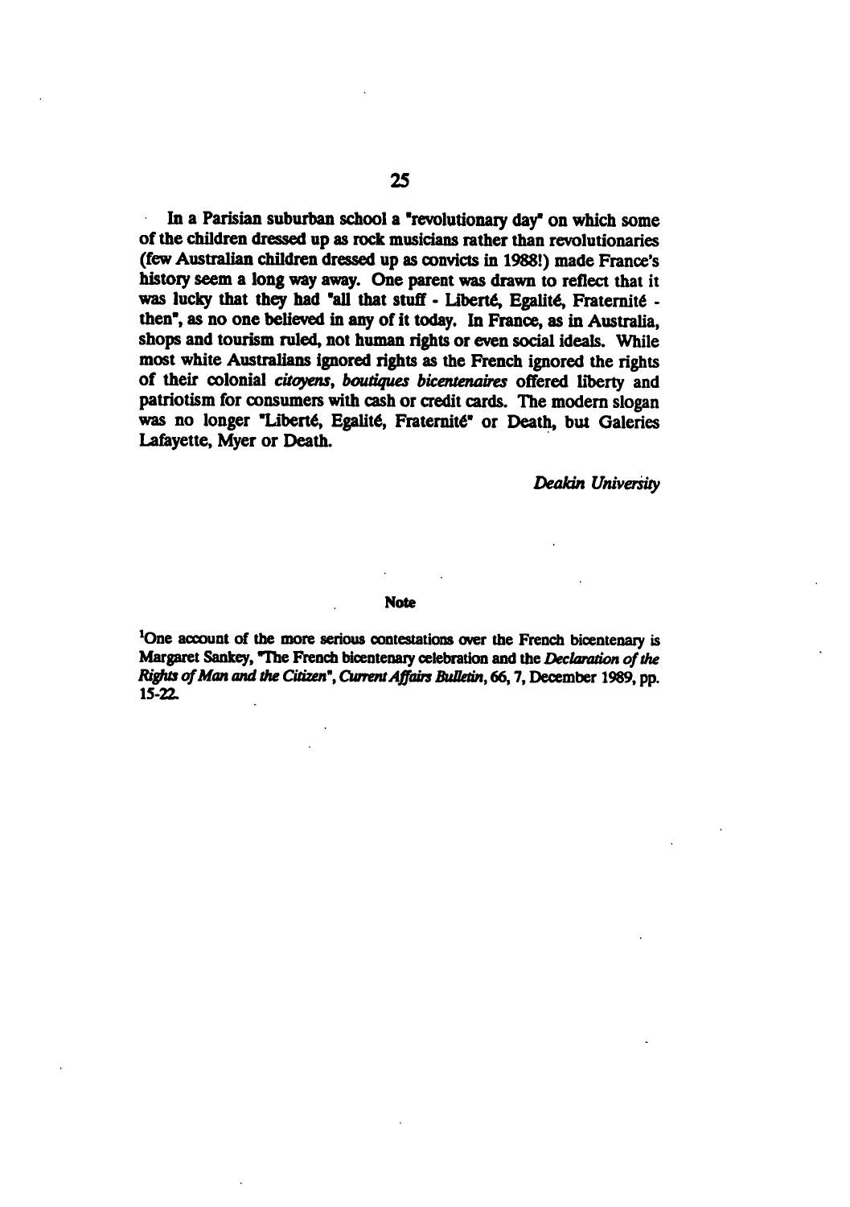In a Parisian suburban school a "revolutionary day" on which some of the children dressed up as rock musicians rather than revolutionaries (few Australian children dressed up as convicts in 1988!) made France's history seem a long way away. One parent was drawn to reflect that it was lucky that they had "all that stuff - Liberté, Egalité, Fraternité - then", as no one believed in any of it today. In France, as in Australia, shops and tourism ruled, not human rights or even social ideals. While most white Australians ignored rights as the French ignored the rights of their colonial *citoyens*, *boutiques bicentenaires* offered liberty and patriotism for consumers with cash or credit cards. The modern slogan was no longer "Liberté, Egalité, Fraternité" or Death, but Galeries Lafayette, Myer or Death.

*Deakin University*

## Note

[1]One account of the more serious contestations over the French bicentenary is Margaret Sankey, "The French bicentenary celebration and the *Declaration of the Rights of Man and the Citizen*", *Current Affairs Bulletin*, 66, 7, December 1989, pp. 15-22.